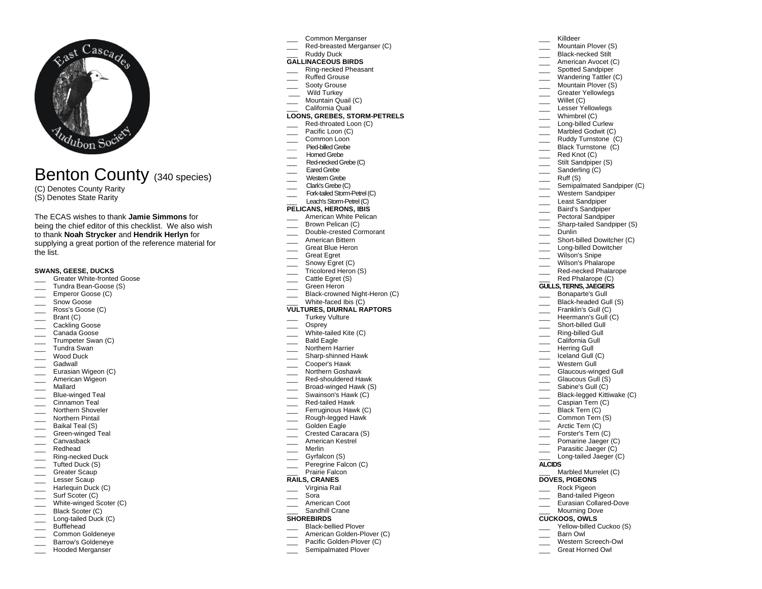# Benton County (340 species)

(C) Denotes County Rarity
(S) Denotes State Rarity

The ECAS wishes to thank **Jamie Simmons** for being the chief editor of this checklist. We also wish to thank **Noah Strycker** and **Hendrik Herlyn** for supplying a great portion of the reference material for the list.

**SWANS, GEESE, DUCKS**

___ Greater White-fronted Goose
___ Tundra Bean-Goose (S)
___ Emperor Goose (C)
___ Snow Goose
___ Ross's Goose (C)
___ Brant (C)
___ Cackling Goose
___ Canada Goose
___ Trumpeter Swan (C)
___ Tundra Swan
___ Wood Duck
___ Gadwall
___ Eurasian Wigeon (C)
___ American Wigeon
___ Mallard
___ Blue-winged Teal
___ Cinnamon Teal
___ Northern Shoveler
___ Northern Pintail
___ Baikal Teal (S)
___ Green-winged Teal
___ Canvasback
___ Redhead
___ Ring-necked Duck
___ Tufted Duck (S)
___ Greater Scaup
___ Lesser Scaup
___ Harlequin Duck (C)
___ Surf Scoter (C)
___ White-winged Scoter (C)
___ Black Scoter (C)
___ Long-tailed Duck (C)
___ Bufflehead
___ Common Goldeneye
___ Barrow's Goldeneye
___ Hooded Merganser
___ Common Merganser
___ Red-breasted Merganser (C)
___ Ruddy Duck

**GALLINACEOUS BIRDS**

___ Ring-necked Pheasant
___ Ruffed Grouse
___ Sooty Grouse
___ Wild Turkey
___ Mountain Quail (C)
___ California Quail

**LOONS, GREBES, STORM-PETRELS**

___ Red-throated Loon (C)
___ Pacific Loon (C)
___ Common Loon
___ Pied-billed Grebe
___ Horned Grebe
___ Red-necked Grebe (C)
___ Eared Grebe
___ Western Grebe
___ Clark's Grebe (C)
___ Fork-tailed Storm-Petrel (C)
___ Leach's Storm-Petrel (C)

**PELICANS, HERONS, IBIS**

___ American White Pelican
___ Brown Pelican (C)
___ Double-crested Cormorant
___ American Bittern
___ Great Blue Heron
___ Great Egret
___ Snowy Egret (C)
___ Tricolored Heron (S)
___ Cattle Egret (S)
___ Green Heron
___ Black-crowned Night-Heron (C)
___ White-faced Ibis (C)

**VULTURES, DIURNAL RAPTORS**

___ Turkey Vulture
___ Osprey
___ White-tailed Kite (C)
___ Bald Eagle
___ Northern Harrier
___ Sharp-shinned Hawk
___ Cooper's Hawk
___ Northern Goshawk
___ Red-shouldered Hawk
___ Broad-winged Hawk (S)
___ Swainson's Hawk (C)
___ Red-tailed Hawk
___ Ferruginous Hawk (C)
___ Rough-legged Hawk
___ Golden Eagle
___ Crested Caracara (S)
___ American Kestrel
___ Merlin
___ Gyrfalcon (S)
___ Peregrine Falcon (C)
___ Prairie Falcon

**RAILS, CRANES**

___ Virginia Rail
___ Sora
___ American Coot
___ Sandhill Crane

**SHOREBIRDS**

___ Black-bellied Plover
___ American Golden-Plover (C)
___ Pacific Golden-Plover (C)
___ Semipalmated Plover
___ Killdeer
___ Mountain Plover (S)
___ Black-necked Stilt
___ American Avocet (C)
___ Spotted Sandpiper
___ Wandering Tattler (C)
___ Mountain Plover (S)
___ Greater Yellowlegs
___ Willet (C)
___ Lesser Yellowlegs
___ Whimbrel (C)
___ Long-billed Curlew
___ Marbled Godwit (C)
___ Ruddy Turnstone (C)
___ Black Turnstone (C)
___ Red Knot (C)
___ Stilt Sandpiper (S)
___ Sanderling (C)
___ Ruff (S)
___ Semipalmated Sandpiper (C)
___ Western Sandpiper
___ Least Sandpiper
___ Baird's Sandpiper
___ Pectoral Sandpiper
___ Sharp-tailed Sandpiper (S)
___ Dunlin
___ Short-billed Dowitcher (C)
___ Long-billed Dowitcher
___ Wilson's Snipe
___ Wilson's Phalarope
___ Red-necked Phalarope
___ Red Phalarope (C)

**GULLS, TERNS, JAEGERS**

___ Bonaparte's Gull
___ Black-headed Gull (S)
___ Franklin's Gull (C)
___ Heermann's Gull (C)
___ Short-billed Gull
___ Ring-billed Gull
___ California Gull
___ Herring Gull
___ Iceland Gull (C)
___ Western Gull
___ Glaucous-winged Gull
___ Glaucous Gull (S)
___ Sabine's Gull (C)
___ Black-legged Kittiwake (C)
___ Caspian Tern (C)
___ Black Tern (C)
___ Common Tern (S)
___ Arctic Tern (C)
___ Forster's Tern (C)
___ Pomarine Jaeger (C)
___ Parasitic Jaeger (C)
___ Long-tailed Jaeger (C)

**ALCIDS**

___ Marbled Murrelet (C)

**DOVES, PIGEONS**

___ Rock Pigeon
___ Band-tailed Pigeon
___ Eurasian Collared-Dove
___ Mourning Dove

**CUCKOOS, OWLS**

___ Yellow-billed Cuckoo (S)
___ Barn Owl
___ Western Screech-Owl
___ Great Horned Owl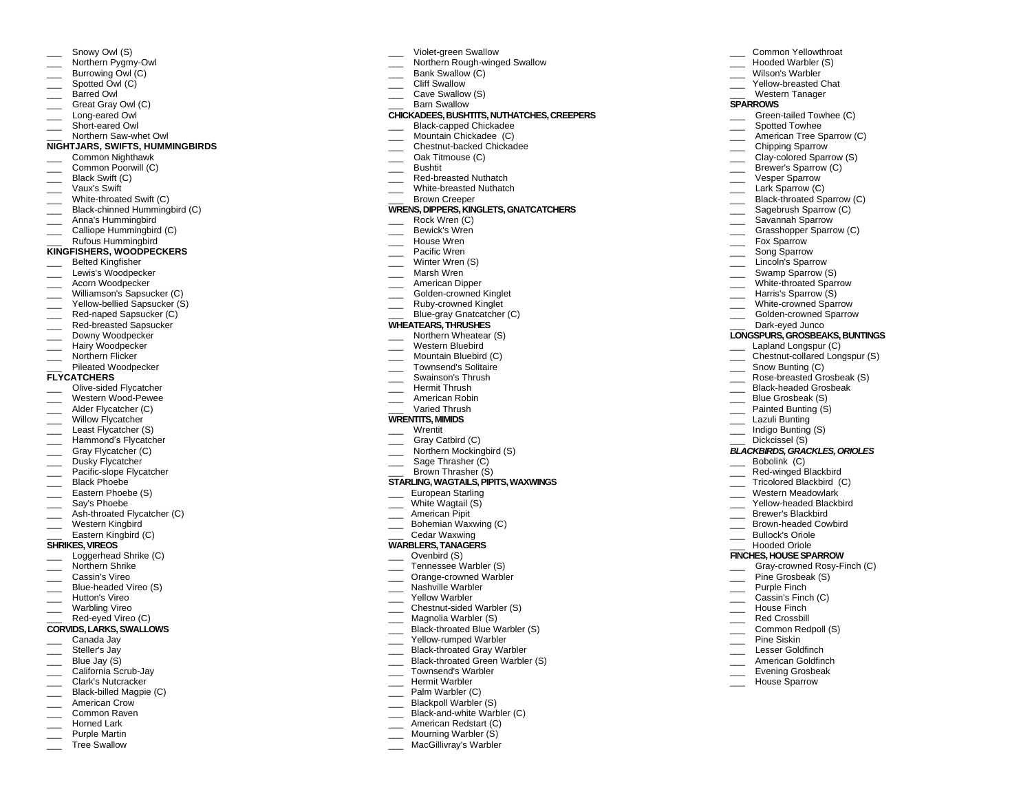___ Snowy Owl (S)
___ Northern Pygmy-Owl
___ Burrowing Owl (C)
___ Spotted Owl (C)
___ Barred Owl
___ Great Gray Owl (C)
___ Long-eared Owl
___ Short-eared Owl
___ Northern Saw-whet Owl

**NIGHTJARS, SWIFTS, HUMMINGBIRDS**

___ Common Nighthawk
___ Common Poorwill (C)
___ Black Swift (C)
___ Vaux's Swift
___ White-throated Swift (C)
___ Black-chinned Hummingbird (C)
___ Anna's Hummingbird
___ Calliope Hummingbird (C)
___ Rufous Hummingbird

**KINGFISHERS, WOODPECKERS**

___ Belted Kingfisher
___ Lewis's Woodpecker
___ Acorn Woodpecker
___ Williamson's Sapsucker (C)
___ Yellow-bellied Sapsucker (S)
___ Red-naped Sapsucker (C)
___ Red-breasted Sapsucker
___ Downy Woodpecker
___ Hairy Woodpecker
___ Northern Flicker
___ Pileated Woodpecker

**FLYCATCHERS**

___ Olive-sided Flycatcher
___ Western Wood-Pewee
___ Alder Flycatcher (C)
___ Willow Flycatcher
___ Least Flycatcher (S)
___ Hammond's Flycatcher
___ Gray Flycatcher (C)
___ Dusky Flycatcher
___ Pacific-slope Flycatcher
___ Black Phoebe
___ Eastern Phoebe (S)
___ Say's Phoebe
___ Ash-throated Flycatcher (C)
___ Western Kingbird
___ Eastern Kingbird (C)

**SHRIKES, VIREOS**

___ Loggerhead Shrike (C)
___ Northern Shrike
___ Cassin's Vireo
___ Blue-headed Vireo (S)
___ Hutton's Vireo
___ Warbling Vireo
___ Red-eyed Vireo (C)

**CORVIDS, LARKS, SWALLOWS**

___ Canada Jay
___ Steller's Jay
___ Blue Jay (S)
___ California Scrub-Jay
___ Clark's Nutcracker
___ Black-billed Magpie (C)
___ American Crow
___ Common Raven
___ Horned Lark
___ Purple Martin
___ Tree Swallow
___ Violet-green Swallow
___ Northern Rough-winged Swallow
___ Bank Swallow (C)
___ Cliff Swallow
___ Cave Swallow (S)
___ Barn Swallow

**CHICKADEES, BUSHTITS, NUTHATCHES, CREEPERS**

___ Black-capped Chickadee
___ Mountain Chickadee (C)
___ Chestnut-backed Chickadee
___ Oak Titmouse (C)
___ Bushtit
___ Red-breasted Nuthatch
___ White-breasted Nuthatch
___ Brown Creeper

**WRENS, DIPPERS, KINGLETS, GNATCATCHERS**

___ Rock Wren (C)
___ Bewick's Wren
___ House Wren
___ Pacific Wren
___ Winter Wren (S)
___ Marsh Wren
___ American Dipper
___ Golden-crowned Kinglet
___ Ruby-crowned Kinglet
___ Blue-gray Gnatcatcher (C)

**WHEATEARS, THRUSHES**

___ Northern Wheatear (S)
___ Western Bluebird
___ Mountain Bluebird (C)
___ Townsend's Solitaire
___ Swainson's Thrush
___ Hermit Thrush
___ American Robin
___ Varied Thrush

**WRENTITS, MIMIDS**

___ Wrentit
___ Gray Catbird (C)
___ Northern Mockingbird (S)
___ Sage Thrasher (C)
___ Brown Thrasher (S)

**STARLING, WAGTAILS, PIPITS, WAXWINGS**

___ European Starling
___ White Wagtail (S)
___ American Pipit
___ Bohemian Waxwing (C)
___ Cedar Waxwing

**WARBLERS, TANAGERS**

___ Ovenbird (S)
___ Tennessee Warbler (S)
___ Orange-crowned Warbler
___ Nashville Warbler
___ Yellow Warbler
___ Chestnut-sided Warbler (S)
___ Magnolia Warbler (S)
___ Black-throated Blue Warbler (S)
___ Yellow-rumped Warbler
___ Black-throated Gray Warbler
___ Black-throated Green Warbler (S)
___ Townsend's Warbler
___ Hermit Warbler
___ Palm Warbler (C)
___ Blackpoll Warbler (S)
___ Black-and-white Warbler (C)
___ American Redstart (C)
___ Mourning Warbler (S)
___ MacGillivray's Warbler
___ Common Yellowthroat
___ Hooded Warbler (S)
___ Wilson's Warbler
___ Yellow-breasted Chat
___ Western Tanager

**SPARROWS**

___ Green-tailed Towhee (C)
___ Spotted Towhee
___ American Tree Sparrow (C)
___ Chipping Sparrow
___ Clay-colored Sparrow (S)
___ Brewer's Sparrow (C)
___ Vesper Sparrow
___ Lark Sparrow (C)
___ Black-throated Sparrow (C)
___ Sagebrush Sparrow (C)
___ Savannah Sparrow
___ Grasshopper Sparrow (C)
___ Fox Sparrow
___ Song Sparrow
___ Lincoln's Sparrow
___ Swamp Sparrow (S)
___ White-throated Sparrow
___ Harris's Sparrow (S)
___ White-crowned Sparrow
___ Golden-crowned Sparrow
___ Dark-eyed Junco

**LONGSPURS, GROSBEAKS, BUNTINGS**

___ Lapland Longspur (C)
___ Chestnut-collared Longspur (S)
___ Snow Bunting (C)
___ Rose-breasted Grosbeak (S)
___ Black-headed Grosbeak
___ Blue Grosbeak (S)
___ Painted Bunting (S)
___ Lazuli Bunting
___ Indigo Bunting (S)
___ Dickcissel (S)

***BLACKBIRDS, GRACKLES, ORIOLES***

___ Bobolink (C)
___ Red-winged Blackbird
___ Tricolored Blackbird (C)
___ Western Meadowlark
___ Yellow-headed Blackbird
___ Brewer's Blackbird
___ Brown-headed Cowbird
___ Bullock's Oriole
___ Hooded Oriole

**FINCHES, HOUSE SPARROW**

___ Gray-crowned Rosy-Finch (C)
___ Pine Grosbeak (S)
___ Purple Finch
___ Cassin's Finch (C)
___ House Finch
___ Red Crossbill
___ Common Redpoll (S)
___ Pine Siskin
___ Lesser Goldfinch
___ American Goldfinch
___ Evening Grosbeak
___ House Sparrow